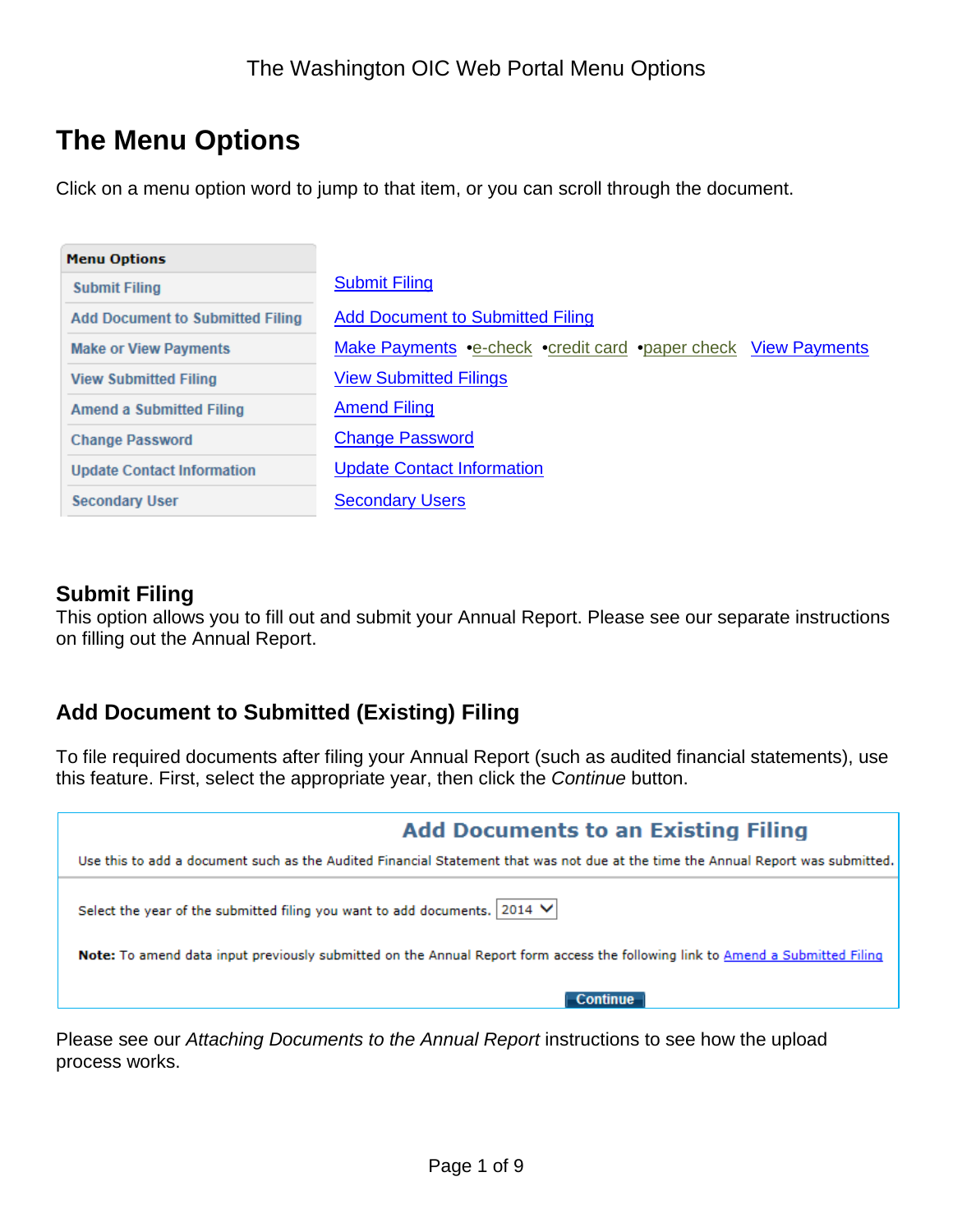# The Menu Options

Click on a menu option word to jump to that item, or you can scroll through the document.

| Menu Options | |
|---|---|
| Submit Filing | Submit Filing |
| Add Document to Submitted Filing | Add Document to Submitted Filing |
| Make or View Payments | Make Payments •e-check •credit card •paper check View Payments |
| View Submitted Filing | View Submitted Filings |
| Amend a Submitted Filing | Amend Filing |
| Change Password | Change Password |
| Update Contact Information | Update Contact Information |
| Secondary User | Secondary Users |

## Submit Filing

This option allows you to fill out and submit your Annual Report. Please see our separate instructions on filling out the Annual Report.

## Add Document to Submitted (Existing) Filing

To file required documents after filing your Annual Report (such as audited financial statements), use this feature. First, select the appropriate year, then click the *Continue* button.

> **Add Documents to an Existing Filing**
>
> Use this to add a document such as the Audited Financial Statement that was not due at the time the Annual Report was submitted.
>
> Select the year of the submitted filing you want to add documents. [2014 ▾]
>
> **Note:** To amend data input previously submitted on the Annual Report form access the following link to Amend a Submitted Filing
>
> [Continue]

Please see our *Attaching Documents to the Annual Report* instructions to see how the upload process works.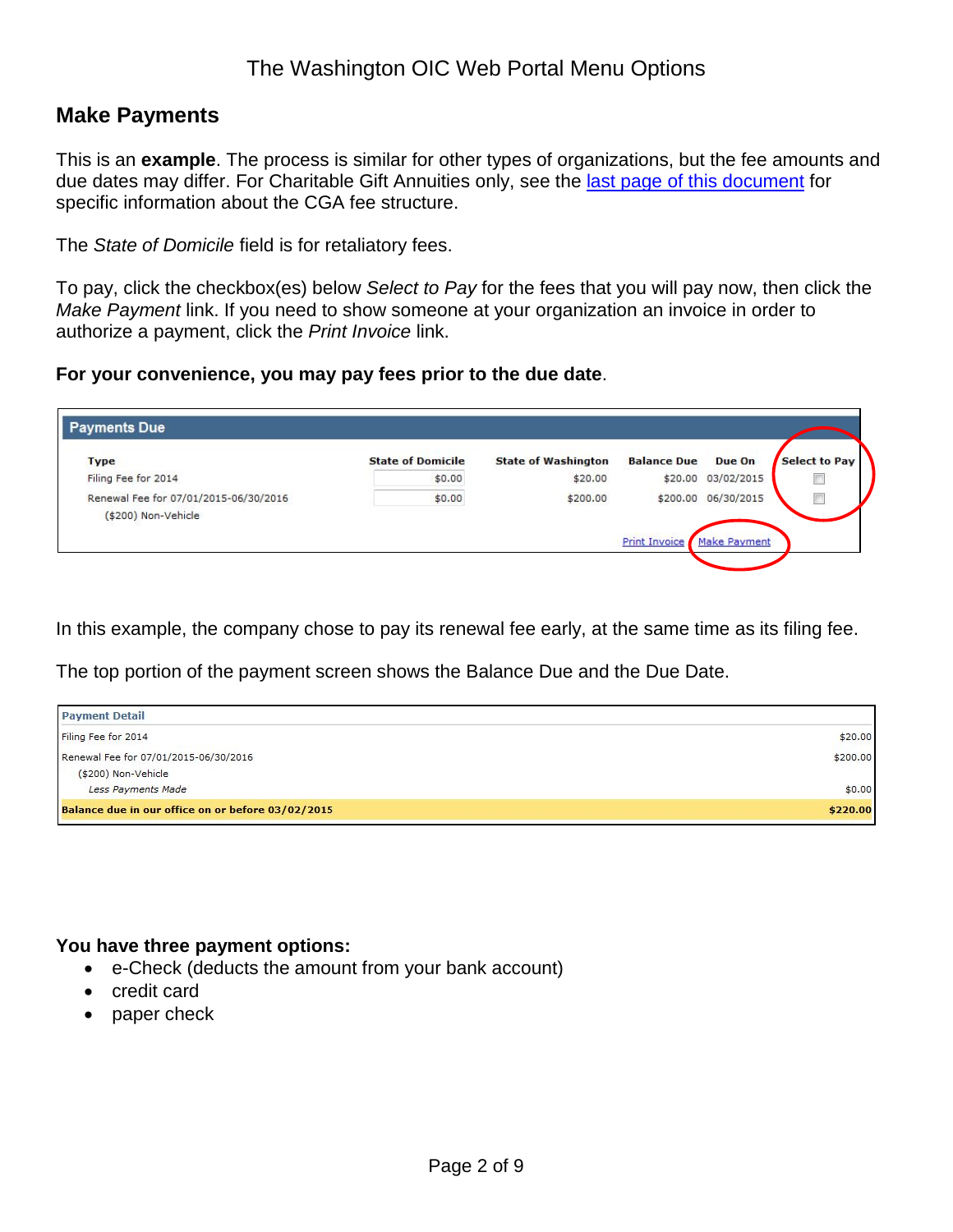## Make Payments

This is an **example**. The process is similar for other types of organizations, but the fee amounts and due dates may differ. For Charitable Gift Annuities only, see the [last page of this document] for specific information about the CGA fee structure.

The *State of Domicile* field is for retaliatory fees.

To pay, click the checkbox(es) below *Select to Pay* for the fees that you will pay now, then click the *Make Payment* link. If you need to show someone at your organization an invoice in order to authorize a payment, click the *Print Invoice* link.

**For your convenience, you may pay fees prior to the due date**.

**Payments Due**

| Type | State of Domicile | State of Washington | Balance Due | Due On | Select to Pay |
|---|---|---|---|---|---|
| Filing Fee for 2014 | $0.00 | $20.00 | $20.00 | 03/02/2015 | ☐ |
| Renewal Fee for 07/01/2015-06/30/2016 ($200) Non-Vehicle | $0.00 | $200.00 | $200.00 | 06/30/2015 | ☐ |

Print Invoice | Make Payment

In this example, the company chose to pay its renewal fee early, at the same time as its filing fee.

The top portion of the payment screen shows the Balance Due and the Due Date.

| Payment Detail | |
|---|---|
| Filing Fee for 2014 | $20.00 |
| Renewal Fee for 07/01/2015-06/30/2016 ($200) Non-Vehicle | $200.00 |
| *Less Payments Made* | $0.00 |
| **Balance due in our office on or before 03/02/2015** | **$220.00** |

**You have three payment options:**

- e-Check (deducts the amount from your bank account)
- credit card
- paper check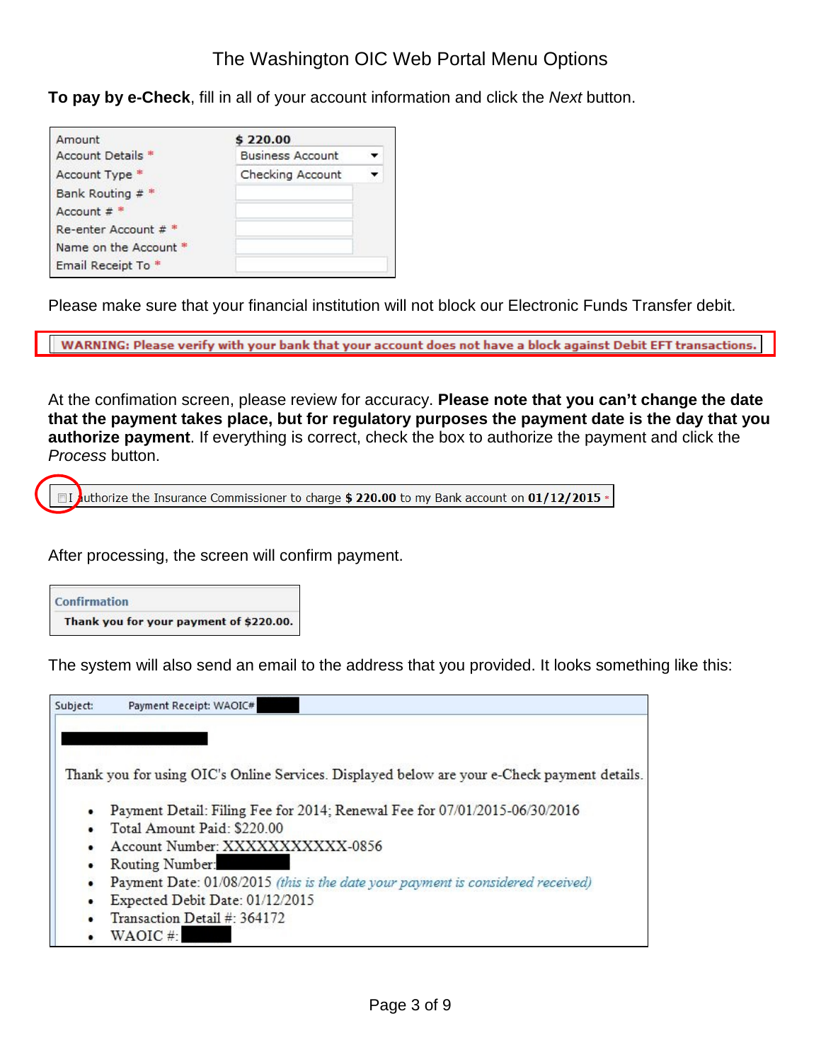# The Washington OIC Web Portal Menu Options

**To pay by e-Check**, fill in all of your account information and click the *Next* button.

| | |
|---|---|
| Amount | **$ 220.00** |
| Account Details * | Business Account |
| Account Type * | Checking Account |
| Bank Routing # * | |
| Account # * | |
| Re-enter Account # * | |
| Name on the Account * | |
| Email Receipt To * | |

Please make sure that your financial institution will not block our Electronic Funds Transfer debit.

**WARNING: Please verify with your bank that your account does not have a block against Debit EFT transactions.**

At the confimation screen, please review for accuracy. **Please note that you can't change the date that the payment takes place, but for regulatory purposes the payment date is the day that you authorize payment**. If everything is correct, check the box to authorize the payment and click the *Process* button.

☐ I authorize the Insurance Commissioner to charge **$ 220.00** to my Bank account on **01/12/2015** *

After processing, the screen will confirm payment.

**Confirmation**

**Thank you for your payment of $220.00.**

The system will also send an email to the address that you provided. It looks something like this:

Subject: Payment Receipt: WAOIC#

Thank you for using OIC's Online Services. Displayed below are your e-Check payment details.

- Payment Detail: Filing Fee for 2014; Renewal Fee for 07/01/2015-06/30/2016
- Total Amount Paid: $220.00
- Account Number: XXXXXXXXXXX-0856
- Routing Number:
- Payment Date: 01/08/2015 *(this is the date your payment is considered received)*
- Expected Debit Date: 01/12/2015
- Transaction Detail #: 364172
- WAOIC #: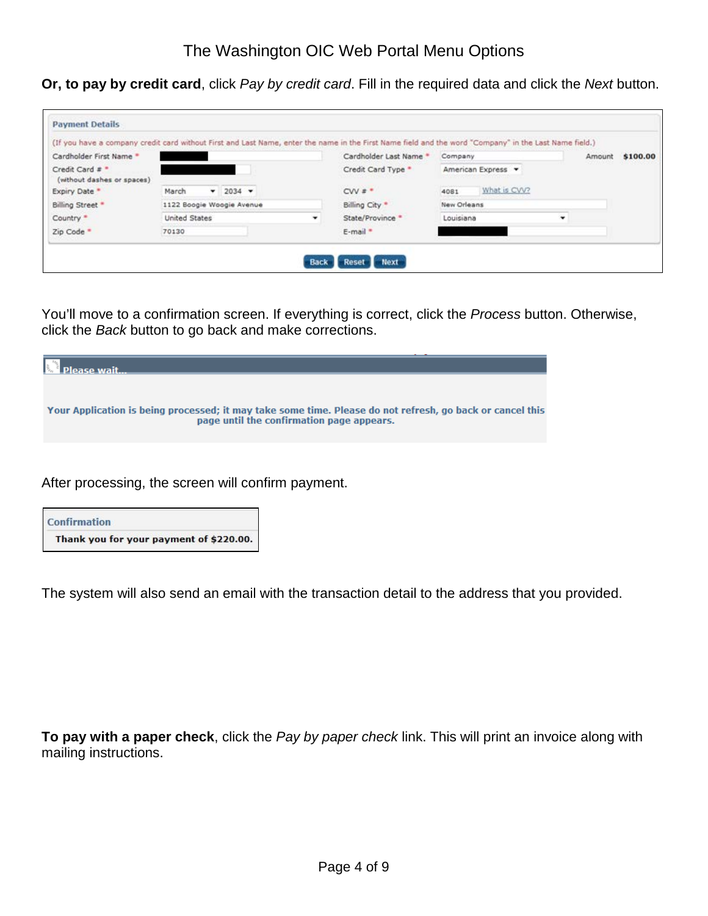Or, to pay by credit card, click *Pay by credit card*. Fill in the required data and click the *Next* button.

**Payment Details**

(If you have a company credit card without First and Last Name, enter the name in the First Name field and the word "Company" in the Last Name field.)

| | | | | | |
|---|---|---|---|---|---|
| Cardholder First Name * | | Cardholder Last Name * | Company | Amount | $100.00 |
| Credit Card # * (without dashes or spaces) | | Credit Card Type * | American Express | | |
| Expiry Date * | March 2034 | CVV # * | 4081 What is CVV? | | |
| Billing Street * | 1122 Boogie Woogie Avenue | Billing City * | New Orleans | | |
| Country * | United States | State/Province * | Louisiana | | |
| Zip Code * | 70130 | E-mail * | | | |

Back Reset Next

You'll move to a confirmation screen. If everything is correct, click the *Process* button. Otherwise, click the *Back* button to go back and make corrections.

**Please wait...**

**Your Application is being processed; it may take some time. Please do not refresh, go back or cancel this page until the confirmation page appears.**

After processing, the screen will confirm payment.

**Confirmation**

**Thank you for your payment of $220.00.**

The system will also send an email with the transaction detail to the address that you provided.

**To pay with a paper check**, click the *Pay by paper check* link. This will print an invoice along with mailing instructions.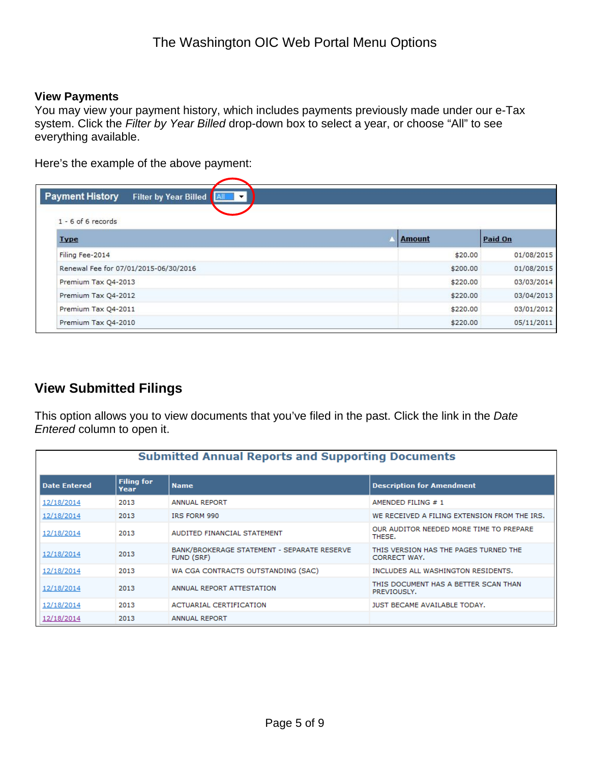### View Payments

You may view your payment history, which includes payments previously made under our e-Tax system. Click the *Filter by Year Billed* drop-down box to select a year, or choose "All" to see everything available.

Here's the example of the above payment:

**Payment History** Filter by Year Billed: All

1 - 6 of 6 records

| Type | Amount | Paid On |
|---|---|---|
| Filing Fee-2014 | $20.00 | 01/08/2015 |
| Renewal Fee for 07/01/2015-06/30/2016 | $200.00 | 01/08/2015 |
| Premium Tax Q4-2013 | $220.00 | 03/03/2014 |
| Premium Tax Q4-2012 | $220.00 | 03/04/2013 |
| Premium Tax Q4-2011 | $220.00 | 03/01/2012 |
| Premium Tax Q4-2010 | $220.00 | 05/11/2011 |

## View Submitted Filings

This option allows you to view documents that you've filed in the past. Click the link in the *Date Entered* column to open it.

**Submitted Annual Reports and Supporting Documents**

| Date Entered | Filing for Year | Name | Description for Amendment |
|---|---|---|---|
| 12/18/2014 | 2013 | ANNUAL REPORT | AMENDED FILING # 1 |
| 12/18/2014 | 2013 | IRS FORM 990 | WE RECEIVED A FILING EXTENSION FROM THE IRS. |
| 12/18/2014 | 2013 | AUDITED FINANCIAL STATEMENT | OUR AUDITOR NEEDED MORE TIME TO PREPARE THESE. |
| 12/18/2014 | 2013 | BANK/BROKERAGE STATEMENT - SEPARATE RESERVE FUND (SRF) | THIS VERSION HAS THE PAGES TURNED THE CORRECT WAY. |
| 12/18/2014 | 2013 | WA CGA CONTRACTS OUTSTANDING (SAC) | INCLUDES ALL WASHINGTON RESIDENTS. |
| 12/18/2014 | 2013 | ANNUAL REPORT ATTESTATION | THIS DOCUMENT HAS A BETTER SCAN THAN PREVIOUSLY. |
| 12/18/2014 | 2013 | ACTUARIAL CERTIFICATION | JUST BECAME AVAILABLE TODAY. |
| 12/18/2014 | 2013 | ANNUAL REPORT | |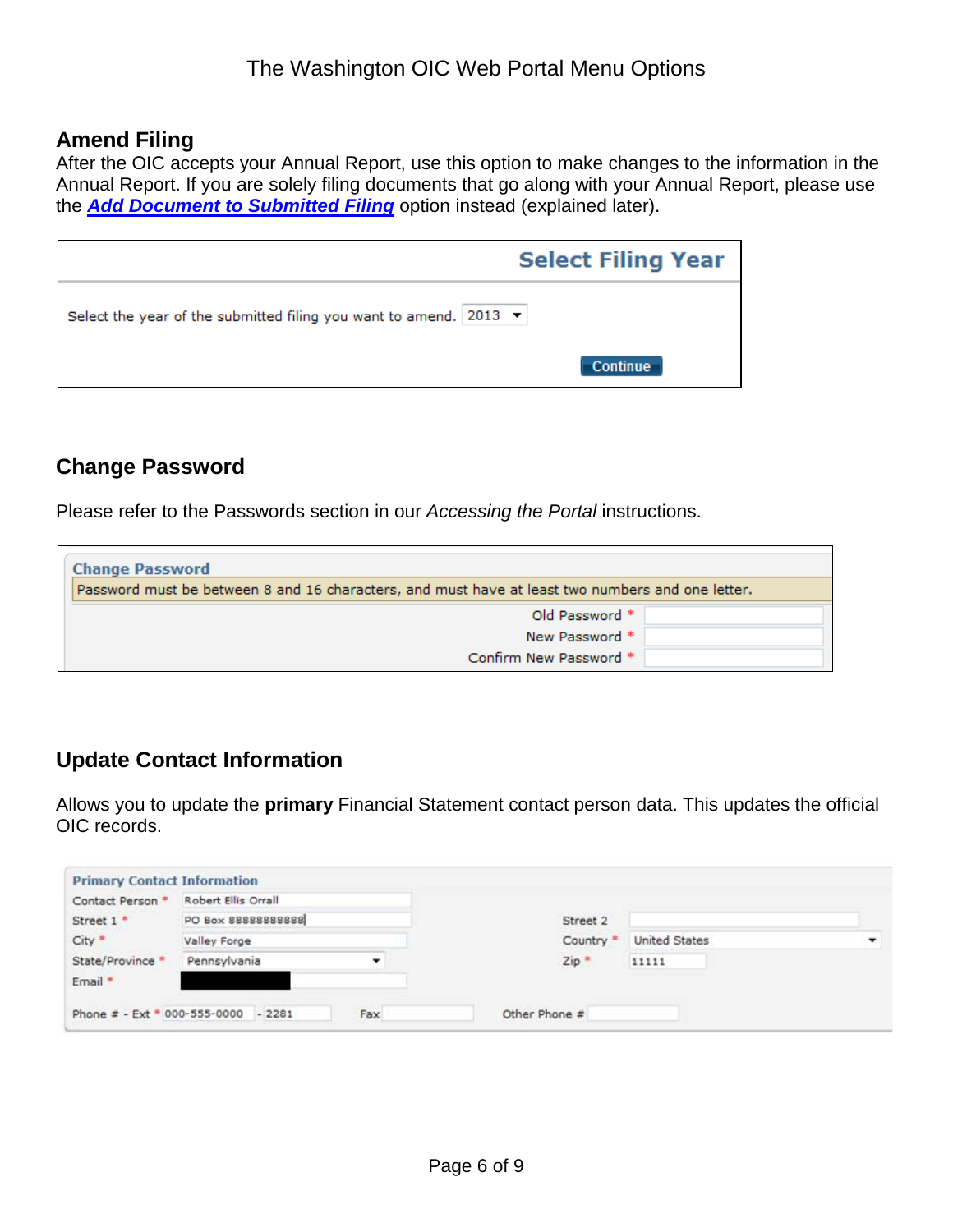## Amend Filing

After the OIC accepts your Annual Report, use this option to make changes to the information in the Annual Report. If you are solely filing documents that go along with your Annual Report, please use the ***Add Document to Submitted Filing*** option instead (explained later).

**Select Filing Year**

Select the year of the submitted filing you want to amend. 2013

Continue

## Change Password

Please refer to the Passwords section in our *Accessing the Portal* instructions.

**Change Password**

Password must be between 8 and 16 characters, and must have at least two numbers and one letter.

Old Password *

New Password *

Confirm New Password *

## Update Contact Information

Allows you to update the **primary** Financial Statement contact person data. This updates the official OIC records.

**Primary Contact Information**

| | | | |
|---|---|---|---|
| Contact Person * | Robert Ellis Orrall | | |
| Street 1 * | PO Box 88888888888 | Street 2 | |
| City * | Valley Forge | Country * | United States |
| State/Province * | Pennsylvania | Zip * | 11111 |
| Email * | | | |

Phone # - Ext * 000-555-0000 - 2281 Fax Other Phone #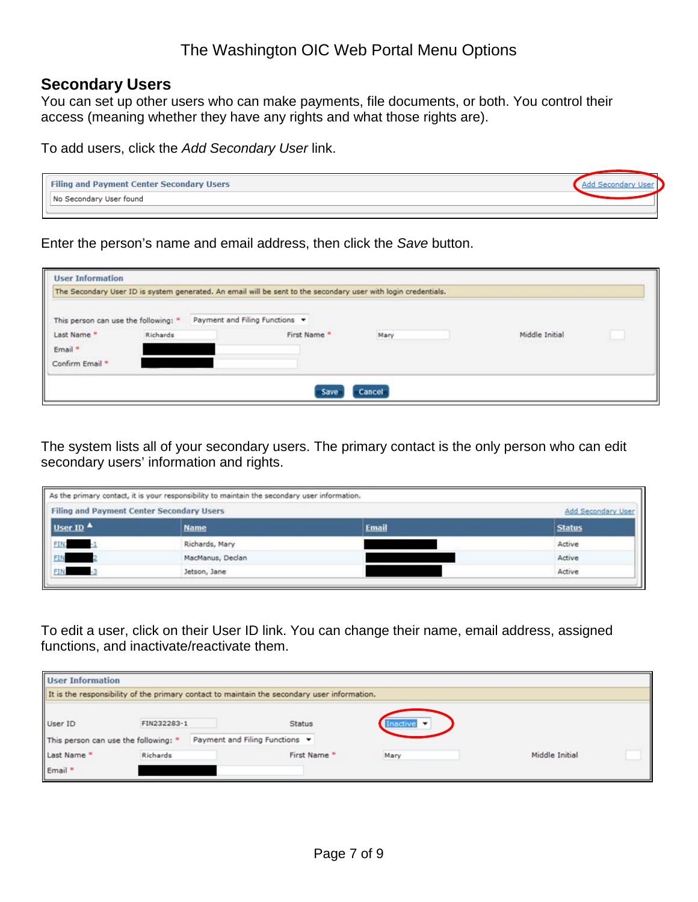## Secondary Users

You can set up other users who can make payments, file documents, or both. You control their access (meaning whether they have any rights and what those rights are).

To add users, click the *Add Secondary User* link.

| Filing and Payment Center Secondary Users | Add Secondary User |
|---|---|
| No Secondary User found | |

Enter the person's name and email address, then click the *Save* button.

**User Information**

The Secondary User ID is system generated. An email will be sent to the secondary user with login credentials.

This person can use the following: * Payment and Filing Functions

Last Name * Richards First Name * Mary Middle Initial

Email *

Confirm Email *

Save Cancel

The system lists all of your secondary users. The primary contact is the only person who can edit secondary users' information and rights.

As the primary contact, it is your responsibility to maintain the secondary user information.

**Filing and Payment Center Secondary Users** Add Secondary User

| User ID | Name | Email | Status |
|---|---|---|---|
| FIN-1 | Richards, Mary | | Active |
| FIN2 | MacManus, Declan | | Active |
| FIN-3 | Jetson, Jane | | Active |

To edit a user, click on their User ID link. You can change their name, email address, assigned functions, and inactivate/reactivate them.

**User Information**

It is the responsibility of the primary contact to maintain the secondary user information.

User ID FIN232283-1 Status Inactive

This person can use the following: * Payment and Filing Functions

Last Name * Richards First Name * Mary Middle Initial

Email *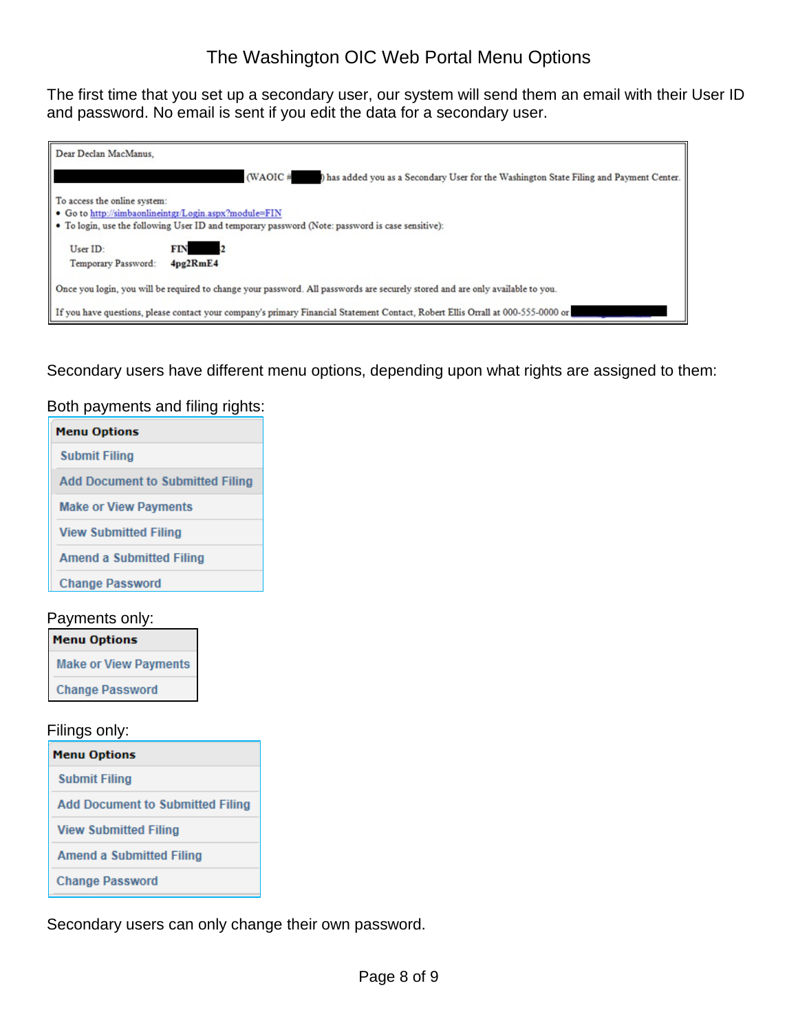# The Washington OIC Web Portal Menu Options

The first time that you set up a secondary user, our system will send them an email with their User ID and password. No email is sent if you edit the data for a secondary user.

> Dear Declan MacManus,
>
> (WAOIC # ) has added you as a Secondary User for the Washington State Filing and Payment Center.
>
> To access the online system:
> - Go to http://simbaonlineintgr/Login.aspx?module=FIN
> - To login, use the following User ID and temporary password (Note: password is case sensitive):
>
> User ID: FIN 2
> Temporary Password: 4pg2RmE4
>
> Once you login, you will be required to change your password. All passwords are securely stored and are only available to you.
>
> If you have questions, please contact your company's primary Financial Statement Contact, Robert Ellis Orrall at 000-555-0000 or

Secondary users have different menu options, depending upon what rights are assigned to them:

Both payments and filing rights:

| Menu Options |
|---|
| Submit Filing |
| Add Document to Submitted Filing |
| Make or View Payments |
| View Submitted Filing |
| Amend a Submitted Filing |
| Change Password |

Payments only:

| Menu Options |
|---|
| Make or View Payments |
| Change Password |

Filings only:

| Menu Options |
|---|
| Submit Filing |
| Add Document to Submitted Filing |
| View Submitted Filing |
| Amend a Submitted Filing |
| Change Password |

Secondary users can only change their own password.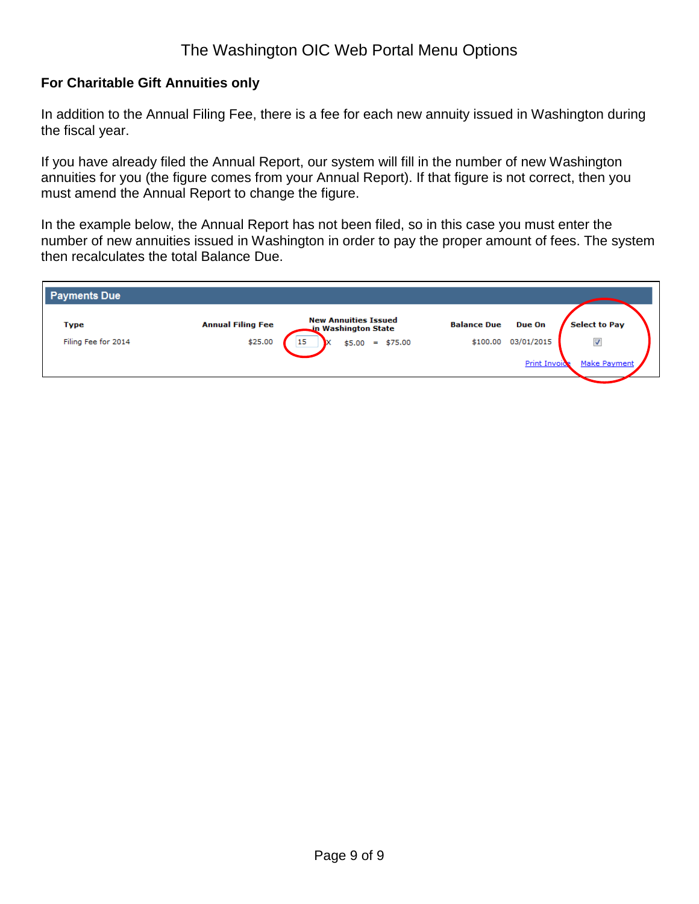# The Washington OIC Web Portal Menu Options

**For Charitable Gift Annuities only**

In addition to the Annual Filing Fee, there is a fee for each new annuity issued in Washington during the fiscal year.

If you have already filed the Annual Report, our system will fill in the number of new Washington annuities for you (the figure comes from your Annual Report). If that figure is not correct, then you must amend the Annual Report to change the figure.

In the example below, the Annual Report has not been filed, so in this case you must enter the number of new annuities issued in Washington in order to pay the proper amount of fees. The system then recalculates the total Balance Due.

**Payments Due**

| Type | Annual Filing Fee | New Annuities Issued in Washington State | Balance Due | Due On | Select to Pay |
|---|---|---|---|---|---|
| Filing Fee for 2014 | $25.00 | 15 X $5.00 = $75.00 | $100.00 | 03/01/2015 | ☑ |

Print Invoice Make Payment